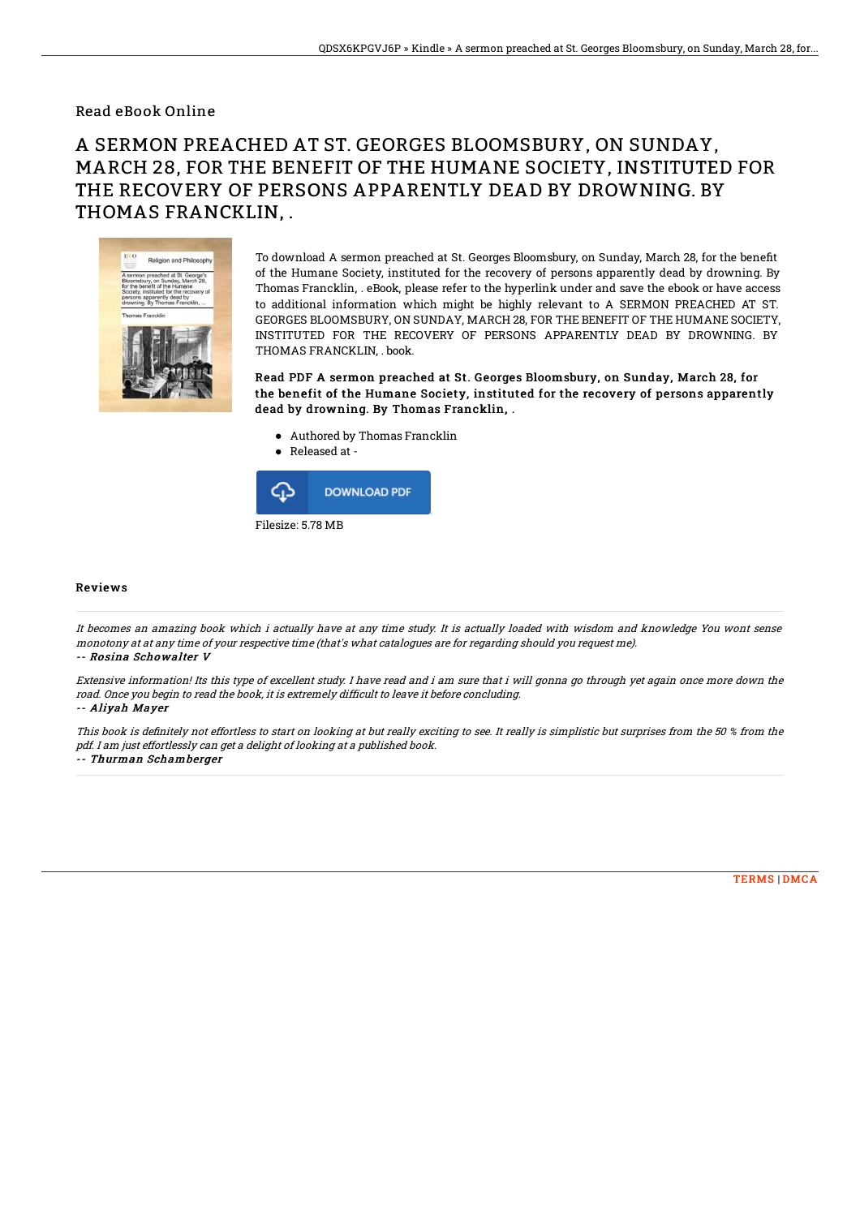Read eBook Online

# A SERMON PREACHED AT ST. GEORGES BLOOMSBURY, ON SUNDAY, MARCH 28, FOR THE BENEFIT OF THE HUMANE SOCIETY, INSTITUTED FOR THE RECOVERY OF PERSONS APPARENTLY DEAD BY DROWNING. BY THOMAS FRANCKLIN, .

To download A sermon preached at St. Georges Bloomsbury, on Sunday, March 28, for the benefit of the Humane Society, instituted for the recovery of persons apparently dead by drowning. By Thomas Francklin, . eBook, please refer to the hyperlink under and save the ebook or have access to additional information which might be highly relevant to A SERMON PREACHED AT ST. GEORGES BLOOMSBURY, ON SUNDAY, MARCH 28, FOR THE BENEFIT OF THE HUMANE SOCIETY, INSTITUTED FOR THE RECOVERY OF PERSONS APPARENTLY DEAD BY DROWNING. BY THOMAS FRANCKLIN, . book.

**Read PDF A sermon preached at St. Georges Bloomsbury, on Sunday, March 28, for the benefit of the Humane Society, instituted for the recovery of persons apparently dead by drowning. By Thomas Francklin, .**

- Authored by Thomas Francklin
- Released at -

DOWNLOAD PDF

Filesize: 5.78 MB

## Reviews

*It becomes an amazing book which i actually have at any time study. It is actually loaded with wisdom and knowledge You wont sense monotony at at any time of your respective time (that's what catalogues are for regarding should you request me).*

*-- Rosina Schowalter V*

*Extensive information! Its this type of excellent study. I have read and i am sure that i will gonna go through yet again once more down the road. Once you begin to read the book, it is extremely difficult to leave it before concluding.*

*-- Aliyah Mayer*

*This book is definitely not effortless to start on looking at but really exciting to see. It really is simplistic but surprises from the 50 % from the pdf. I am just effortlessly can get a delight of looking at a published book.*

*-- Thurman Schamberger*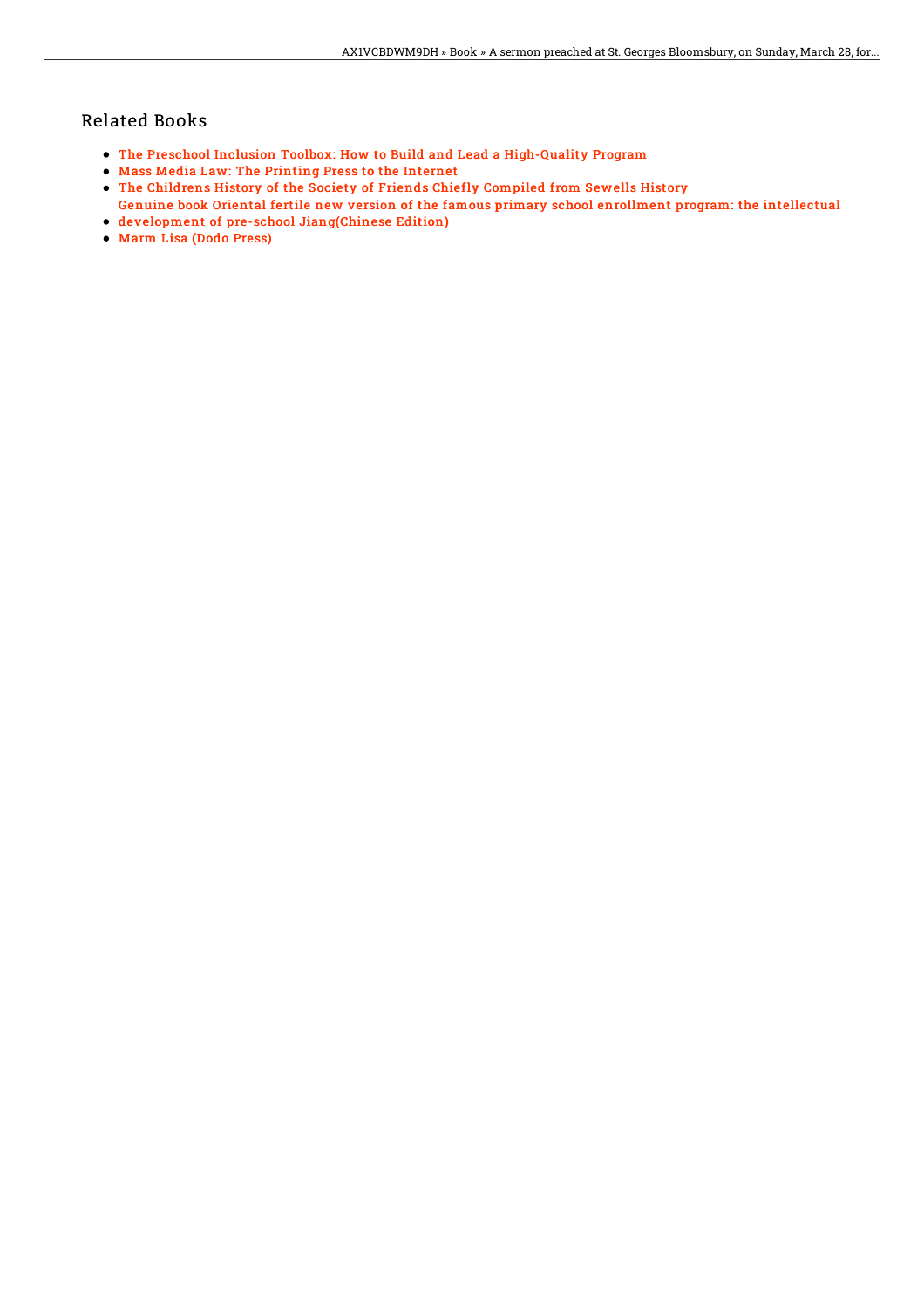## Related Books

- The Preschool Inclusion Toolbox: How to Build and Lead a High-Quality Program
- Mass Media Law: The Printing Press to the Internet
- The Childrens History of the Society of Friends Chiefly Compiled from Sewells History
- Genuine book Oriental fertile new version of the famous primary school enrollment program: the intellectual development of pre-school Jiang(Chinese Edition)
- Marm Lisa (Dodo Press)